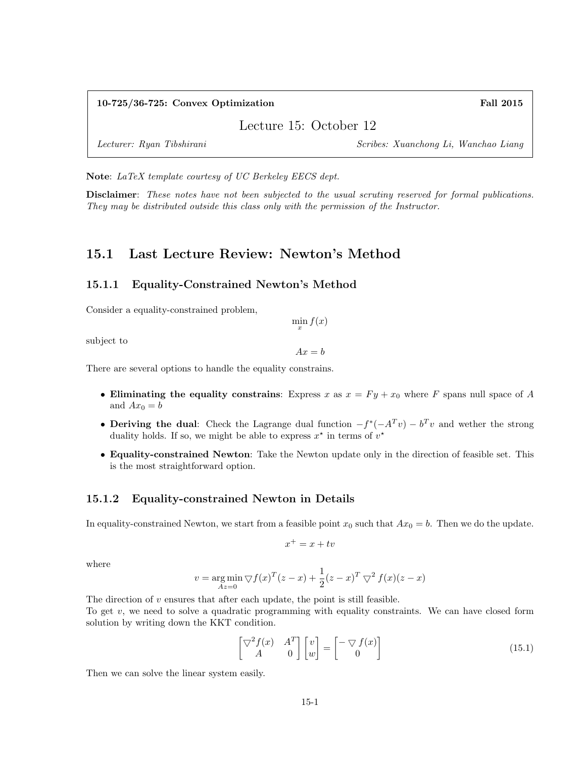**10-725/36-725: Convex Optimization** **Fall 2015**

# Lecture 15: October 12

*Lecturer: Ryan Tibshirani* *Scribes: Xuanchong Li, Wanchao Liang*

**Note**: *LaTeX template courtesy of UC Berkeley EECS dept.*

**Disclaimer**: *These notes have not been subjected to the usual scrutiny reserved for formal publications. They may be distributed outside this class only with the permission of the Instructor.*

## 15.1 Last Lecture Review: Newton's Method

### 15.1.1 Equality-Constrained Newton's Method

Consider a equality-constrained problem,

$$\min_x f(x)$$

subject to

$$Ax = b$$

There are several options to handle the equality constrains.

- **Eliminating the equality constrains**: Express $x$ as $x = Fy + x_0$ where $F$ spans null space of $A$ and $Ax_0 = b$
- **Deriving the dual**: Check the Lagrange dual function $-f^*(-A^T v) - b^T v$ and wether the strong duality holds. If so, we might be able to express $x^\star$ in terms of $v^\star$
- **Equality-constrained Newton**: Take the Newton update only in the direction of feasible set. This is the most straightforward option.

### 15.1.2 Equality-constrained Newton in Details

In equality-constrained Newton, we start from a feasible point $x_0$ such that $Ax_0 = b$. Then we do the update.

$$x^+ = x + tv$$

where

$$v = \underset{Az=0}{\arg\min} \bigtriangledown f(x)^T (z - x) + \frac{1}{2}(z - x)^T \bigtriangledown^2 f(x)(z - x)$$

The direction of $v$ ensures that after each update, the point is still feasible.
To get $v$, we need to solve a quadratic programming with equality constraints. We can have closed form solution by writing down the KKT condition.

$$\begin{bmatrix} \bigtriangledown^2 f(x) & A^T \\ A & 0 \end{bmatrix} \begin{bmatrix} v \\ w \end{bmatrix} = \begin{bmatrix} -\bigtriangledown f(x) \\ 0 \end{bmatrix} \tag{15.1}$$

Then we can solve the linear system easily.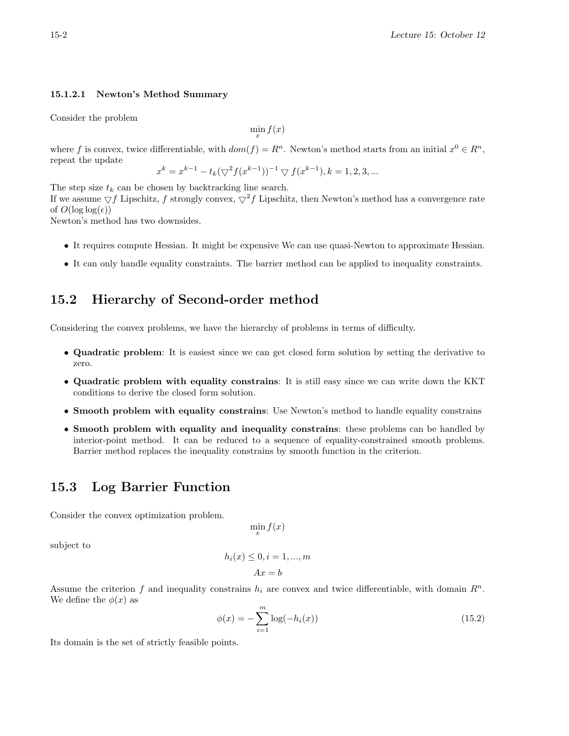#### 15.1.2.1 Newton's Method Summary

Consider the problem

$$\min_x f(x)$$

where $f$ is convex, twice differentiable, with $dom(f) = R^n$. Newton's method starts from an initial $x^0 \in R^n$, repeat the update

$$x^k = x^{k-1} - t_k(\bigtriangledown^2 f(x^{k-1}))^{-1} \bigtriangledown f(x^{k-1}), k = 1, 2, 3, ...$$

The step size $t_k$ can be chosen by backtracking line search.
If we assume $\bigtriangledown f$ Lipschitz, $f$ strongly convex, $\bigtriangledown^2 f$ Lipschitz, then Newton's method has a convergence rate of $O(\log\log(\epsilon))$
Newton's method has two downsides.

- It requires compute Hessian. It might be expensive We can use quasi-Newton to approximate Hessian.
- It can only handle equality constraints. The barrier method can be applied to inequality constraints.

## 15.2 Hierarchy of Second-order method

Considering the convex problems, we have the hierarchy of problems in terms of difficulty.

- **Quadratic problem**: It is easiest since we can get closed form solution by setting the derivative to zero.
- **Quadratic problem with equality constrains**: It is still easy since we can write down the KKT conditions to derive the closed form solution.
- **Smooth problem with equality constrains**: Use Newton's method to handle equality constrains
- **Smooth problem with equality and inequality constrains**: these problems can be handled by interior-point method. It can be reduced to a sequence of equality-constrained smooth problems. Barrier method replaces the inequality constrains by smooth function in the criterion.

## 15.3 Log Barrier Function

Consider the convex optimization problem.

$$\min_x f(x)$$

subject to

$$h_i(x) \leq 0, i = 1, ..., m$$

$$Ax = b$$

Assume the criterion $f$ and inequality constrains $h_i$ are convex and twice differentiable, with domain $R^n$. We define the $\phi(x)$ as

$$\phi(x) = -\sum_{i=1}^{m} \log(-h_i(x)) \tag{15.2}$$

Its domain is the set of strictly feasible points.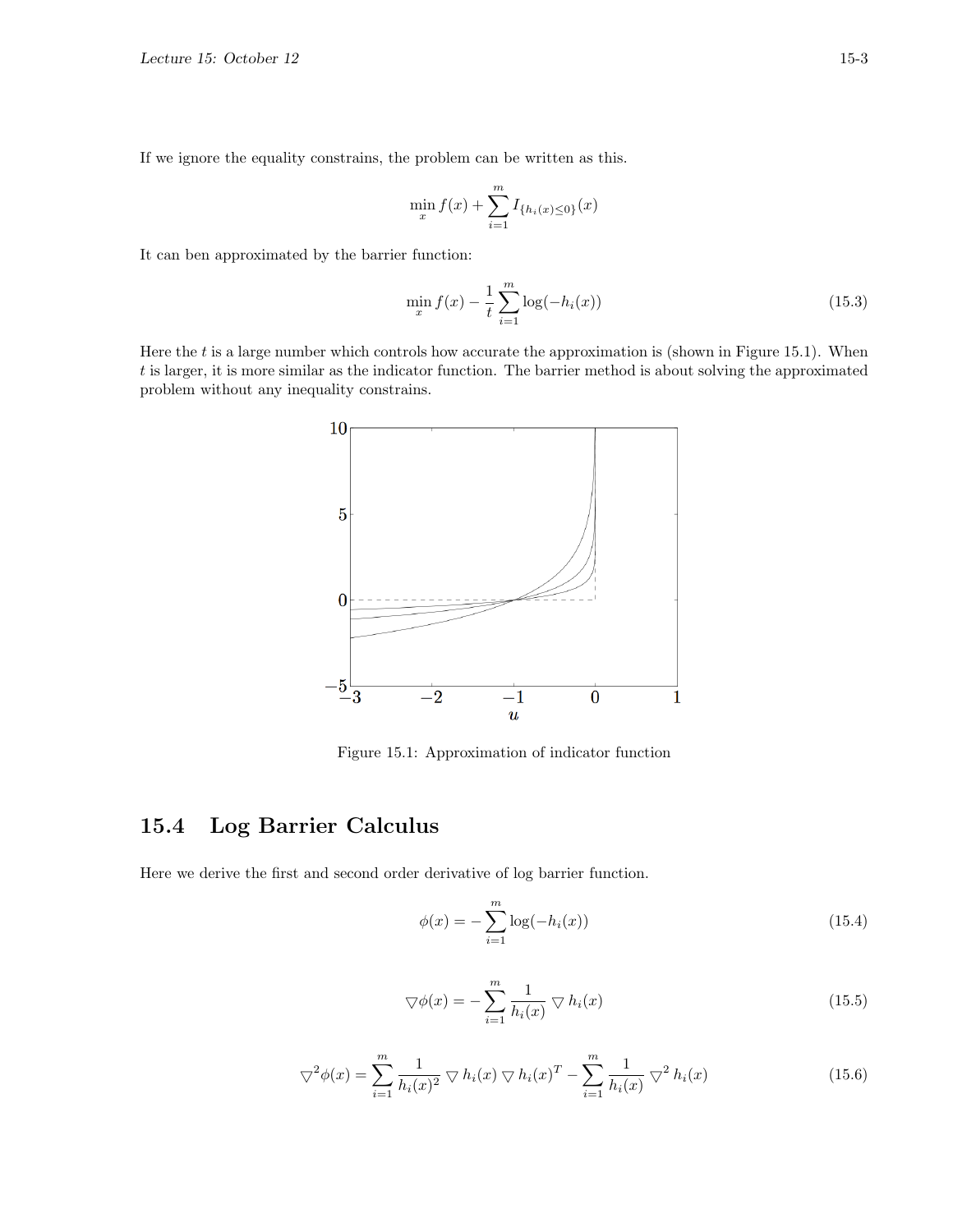If we ignore the equality constrains, the problem can be written as this.

$$\min_x f(x) + \sum_{i=1}^{m} I_{\{h_i(x) \leq 0\}}(x)$$

It can ben approximated by the barrier function:

$$\min_x f(x) - \frac{1}{t} \sum_{i=1}^{m} \log(-h_i(x)) \tag{15.3}$$

Here the $t$ is a large number which controls how accurate the approximation is (shown in Figure 15.1). When $t$ is larger, it is more similar as the indicator function. The barrier method is about solving the approximated problem without any inequality constrains.

Figure 15.1: Approximation of indicator function

## 15.4 Log Barrier Calculus

Here we derive the first and second order derivative of log barrier function.

$$\phi(x) = -\sum_{i=1}^{m} \log(-h_i(x)) \tag{15.4}$$

$$\nabla \phi(x) = -\sum_{i=1}^{m} \frac{1}{h_i(x)} \nabla h_i(x) \tag{15.5}$$

$$\nabla^2 \phi(x) = \sum_{i=1}^{m} \frac{1}{h_i(x)^2} \nabla h_i(x) \nabla h_i(x)^T - \sum_{i=1}^{m} \frac{1}{h_i(x)} \nabla^2 h_i(x) \tag{15.6}$$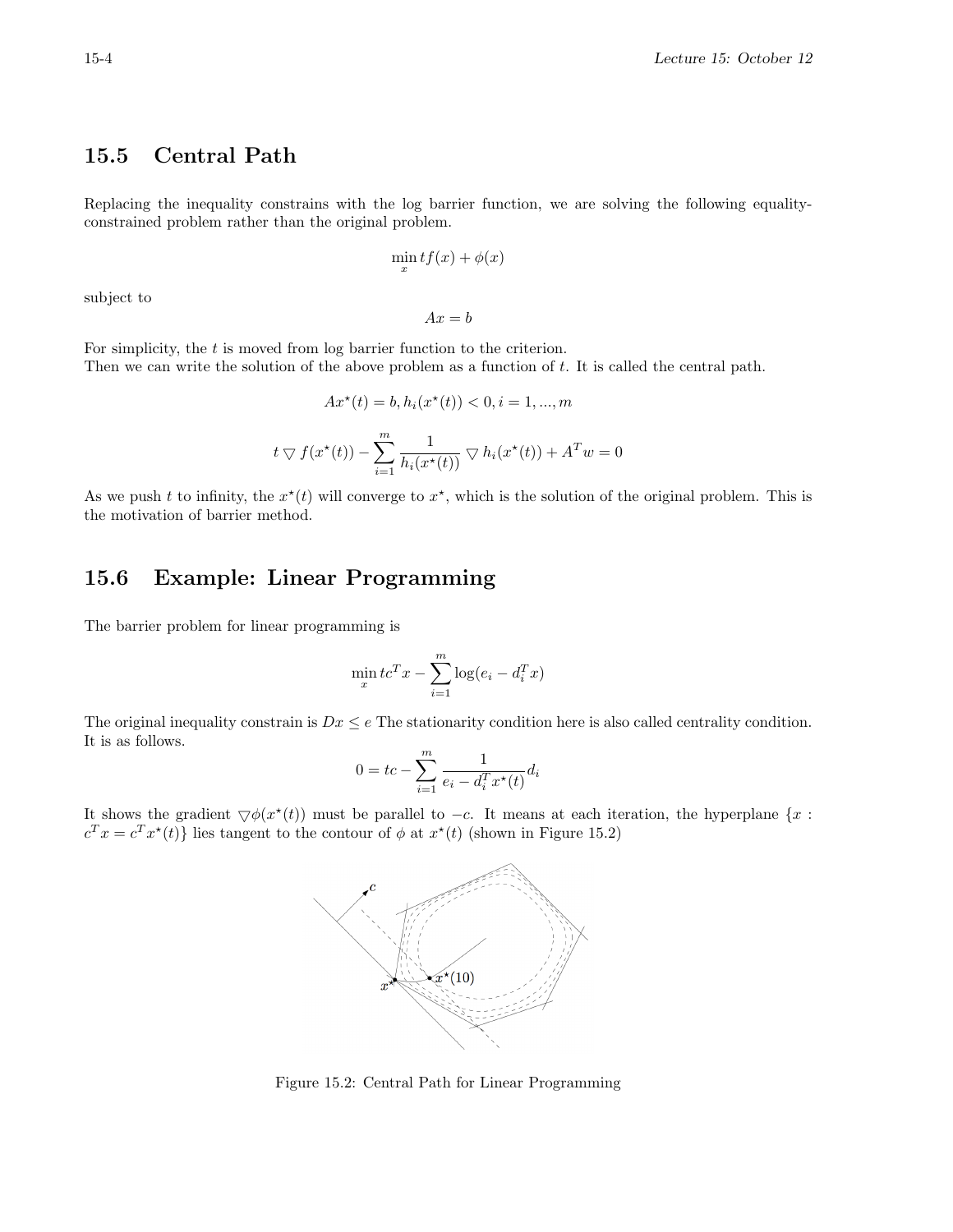## 15.5 Central Path

Replacing the inequality constrains with the log barrier function, we are solving the following equality-constrained problem rather than the original problem.

$$\min_x tf(x) + \phi(x)$$

subject to

$$Ax = b$$

For simplicity, the $t$ is moved from log barrier function to the criterion.
Then we can write the solution of the above problem as a function of $t$. It is called the central path.

$$Ax^\star(t) = b, h_i(x^\star(t)) < 0, i = 1, ..., m$$

$$t \bigtriangledown f(x^\star(t)) - \sum_{i=1}^{m} \frac{1}{h_i(x^\star(t))} \bigtriangledown h_i(x^\star(t)) + A^T w = 0$$

As we push $t$ to infinity, the $x^\star(t)$ will converge to $x^\star$, which is the solution of the original problem. This is the motivation of barrier method.

## 15.6 Example: Linear Programming

The barrier problem for linear programming is

$$\min_x tc^T x - \sum_{i=1}^{m} \log(e_i - d_i^T x)$$

The original inequality constrain is $Dx \le e$ The stationarity condition here is also called centrality condition. It is as follows.

$$0 = tc - \sum_{i=1}^{m} \frac{1}{e_i - d_i^T x^\star(t)} d_i$$

It shows the gradient $\bigtriangledown\phi(x^\star(t))$ must be parallel to $-c$. It means at each iteration, the hyperplane $\{x : c^T x = c^T x^\star(t)\}$ lies tangent to the contour of $\phi$ at $x^\star(t)$ (shown in Figure 15.2)

Figure 15.2: Central Path for Linear Programming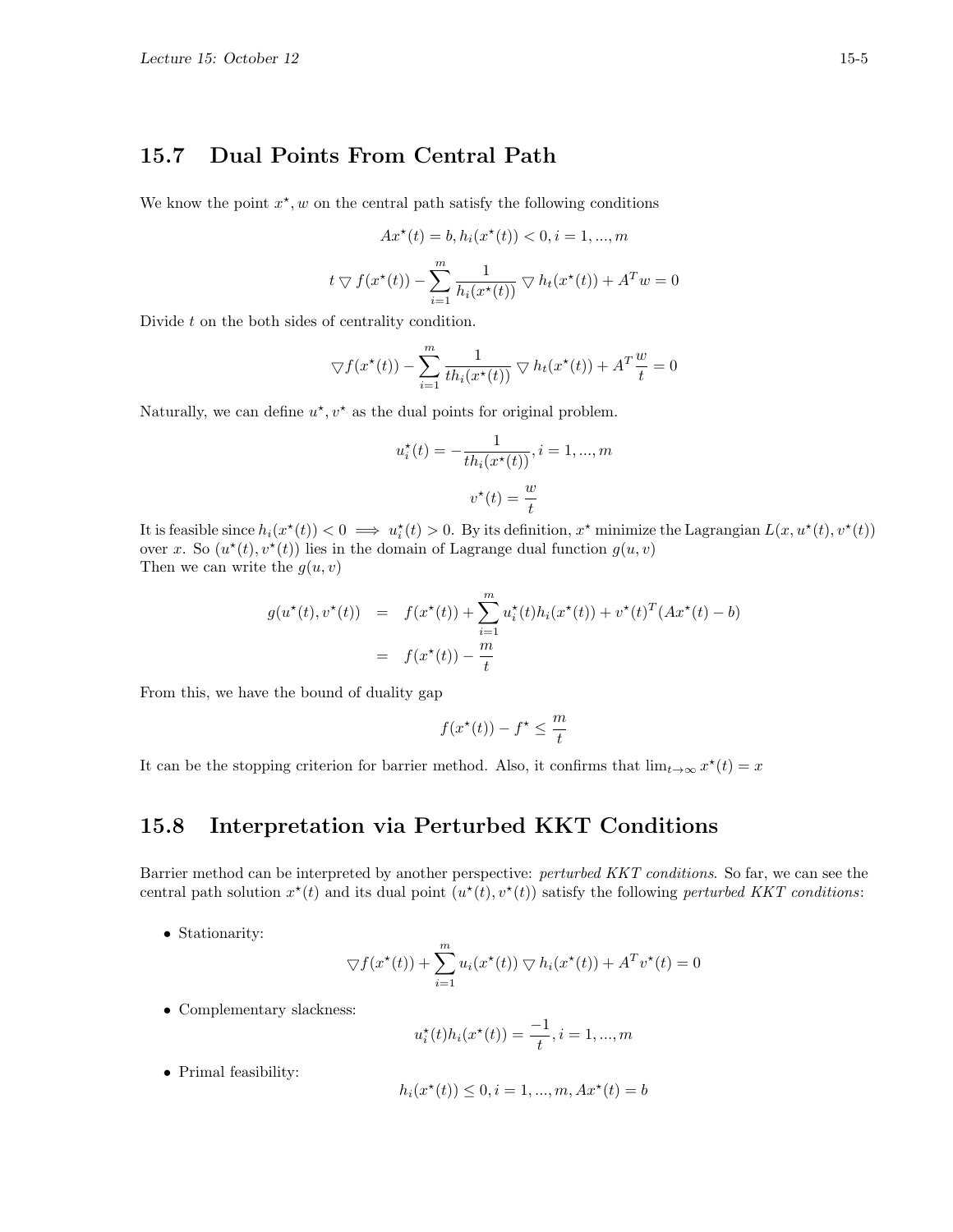## 15.7 Dual Points From Central Path

We know the point $x^\star, w$ on the central path satisfy the following conditions

$$Ax^\star(t) = b, h_i(x^\star(t)) < 0, i = 1, ..., m$$

$$t \bigtriangledown f(x^\star(t)) - \sum_{i=1}^{m} \frac{1}{h_i(x^\star(t))} \bigtriangledown h_t(x^\star(t)) + A^T w = 0$$

Divide $t$ on the both sides of centrality condition.

$$\bigtriangledown f(x^\star(t)) - \sum_{i=1}^{m} \frac{1}{th_i(x^\star(t))} \bigtriangledown h_t(x^\star(t)) + A^T \frac{w}{t} = 0$$

Naturally, we can define $u^\star, v^\star$ as the dual points for original problem.

$$u_i^\star(t) = -\frac{1}{th_i(x^\star(t))}, i = 1, ..., m$$

$$v^\star(t) = \frac{w}{t}$$

It is feasible since $h_i(x^\star(t)) < 0 \implies u_i^\star(t) > 0$. By its definition, $x^\star$ minimize the Lagrangian $L(x, u^\star(t), v^\star(t))$ over $x$. So $(u^\star(t), v^\star(t))$ lies in the domain of Lagrange dual function $g(u, v)$

Then we can write the $g(u, v)$

$$\begin{aligned} g(u^\star(t), v^\star(t)) &= f(x^\star(t)) + \sum_{i=1}^{m} u_i^\star(t) h_i(x^\star(t)) + v^\star(t)^T (Ax^\star(t) - b) \\ &= f(x^\star(t)) - \frac{m}{t} \end{aligned}$$

From this, we have the bound of duality gap

$$f(x^\star(t)) - f^\star \leq \frac{m}{t}$$

It can be the stopping criterion for barrier method. Also, it confirms that $\lim_{t \to \infty} x^\star(t) = x$

## 15.8 Interpretation via Perturbed KKT Conditions

Barrier method can be interpreted by another perspective: *perturbed KKT conditions*. So far, we can see the central path solution $x^\star(t)$ and its dual point $(u^\star(t), v^\star(t))$ satisfy the following *perturbed KKT conditions*:

- Stationarity:

$$\bigtriangledown f(x^\star(t)) + \sum_{i=1}^{m} u_i(x^\star(t)) \bigtriangledown h_i(x^\star(t)) + A^T v^\star(t) = 0$$

- Complementary slackness:

$$u_i^\star(t) h_i(x^\star(t)) = \frac{-1}{t}, i = 1, ..., m$$

- Primal feasibility:

$$h_i(x^\star(t)) \leq 0, i = 1, ..., m, Ax^\star(t) = b$$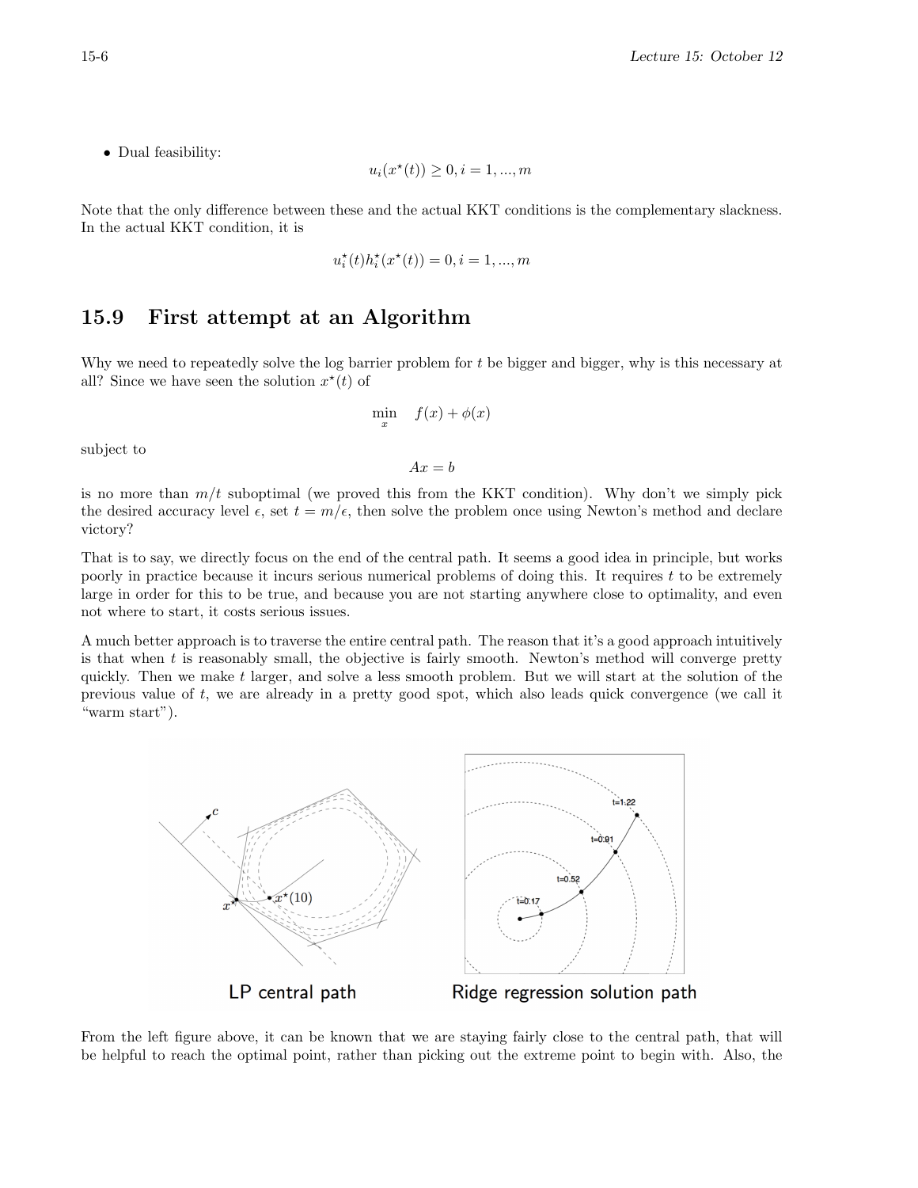- Dual feasibility:

$$u_i(x^\star(t)) \geq 0, i = 1, ..., m$$

Note that the only difference between these and the actual KKT conditions is the complementary slackness. In the actual KKT condition, it is

$$u_i^\star(t) h_i^\star(x^\star(t)) = 0, i = 1, ..., m$$

## 15.9 First attempt at an Algorithm

Why we need to repeatedly solve the log barrier problem for $t$ be bigger and bigger, why is this necessary at all? Since we have seen the solution $x^\star(t)$ of

$$\min_x \quad f(x) + \phi(x)$$

subject to

$$Ax = b$$

is no more than $m/t$ suboptimal (we proved this from the KKT condition). Why don't we simply pick the desired accuracy level $\epsilon$, set $t = m/\epsilon$, then solve the problem once using Newton's method and declare victory?

That is to say, we directly focus on the end of the central path. It seems a good idea in principle, but works poorly in practice because it incurs serious numerical problems of doing this. It requires $t$ to be extremely large in order for this to be true, and because you are not starting anywhere close to optimality, and even not where to start, it costs serious issues.

A much better approach is to traverse the entire central path. The reason that it's a good approach intuitively is that when $t$ is reasonably small, the objective is fairly smooth. Newton's method will converge pretty quickly. Then we make $t$ larger, and solve a less smooth problem. But we will start at the solution of the previous value of $t$, we are already in a pretty good spot, which also leads quick convergence (we call it "warm start").

LP central path | Ridge regression solution path

From the left figure above, it can be known that we are staying fairly close to the central path, that will be helpful to reach the optimal point, rather than picking out the extreme point to begin with. Also, the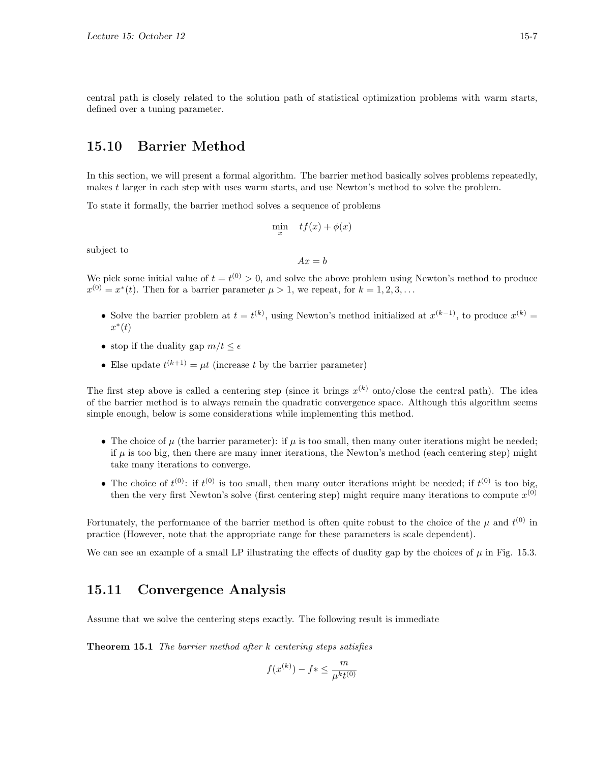central path is closely related to the solution path of statistical optimization problems with warm starts, defined over a tuning parameter.

## 15.10 Barrier Method

In this section, we will present a formal algorithm. The barrier method basically solves problems repeatedly, makes $t$ larger in each step with uses warm starts, and use Newton's method to solve the problem.

To state it formally, the barrier method solves a sequence of problems

$$\min_x \quad tf(x) + \phi(x)$$

subject to

$$Ax = b$$

We pick some initial value of $t = t^{(0)} > 0$, and solve the above problem using Newton's method to produce $x^{(0)} = x^*(t)$. Then for a barrier parameter $\mu > 1$, we repeat, for $k = 1, 2, 3, \ldots$

- Solve the barrier problem at $t = t^{(k)}$, using Newton's method initialized at $x^{(k-1)}$, to produce $x^{(k)} = x^*(t)$
- stop if the duality gap $m/t \leq \epsilon$
- Else update $t^{(k+1)} = \mu t$ (increase $t$ by the barrier parameter)

The first step above is called a centering step (since it brings $x^{(k)}$ onto/close the central path). The idea of the barrier method is to always remain the quadratic convergence space. Although this algorithm seems simple enough, below is some considerations while implementing this method.

- The choice of $\mu$ (the barrier parameter): if $\mu$ is too small, then many outer iterations might be needed; if $\mu$ is too big, then there are many inner iterations, the Newton's method (each centering step) might take many iterations to converge.
- The choice of $t^{(0)}$: if $t^{(0)}$ is too small, then many outer iterations might be needed; if $t^{(0)}$ is too big, then the very first Newton's solve (first centering step) might require many iterations to compute $x^{(0)}$

Fortunately, the performance of the barrier method is often quite robust to the choice of the $\mu$ and $t^{(0)}$ in practice (However, note that the appropriate range for these parameters is scale dependent).

We can see an example of a small LP illustrating the effects of duality gap by the choices of $\mu$ in Fig. 15.3.

## 15.11 Convergence Analysis

Assume that we solve the centering steps exactly. The following result is immediate

**Theorem 15.1** *The barrier method after $k$ centering steps satisfies*

$$f(x^{(k)}) - f* \leq \frac{m}{\mu^k t^{(0)}}$$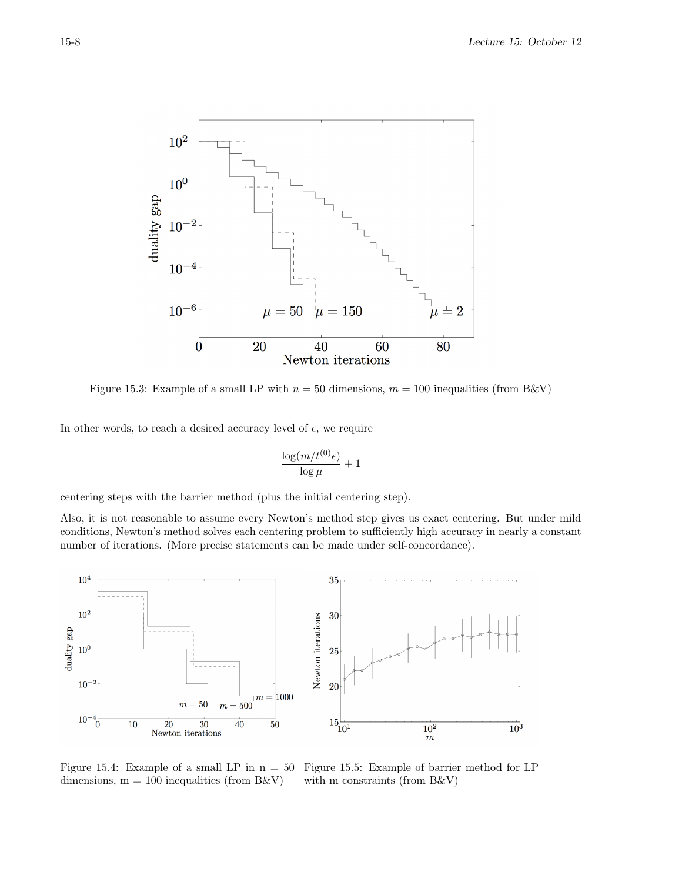Figure 15.3: Example of a small LP with $n = 50$ dimensions, $m = 100$ inequalities (from B&V)

In other words, to reach a desired accuracy level of $\epsilon$, we require

$$\frac{\log(m/t^{(0)}\epsilon)}{\log \mu} + 1$$

centering steps with the barrier method (plus the initial centering step).

Also, it is not reasonable to assume every Newton's method step gives us exact centering. But under mild conditions, Newton's method solves each centering problem to sufficiently high accuracy in nearly a constant number of iterations. (More precise statements can be made under self-concordance).

Figure 15.4: Example of a small LP in n = 50 dimensions, m = 100 inequalities (from B&V)

Figure 15.5: Example of barrier method for LP with m constraints (from B&V)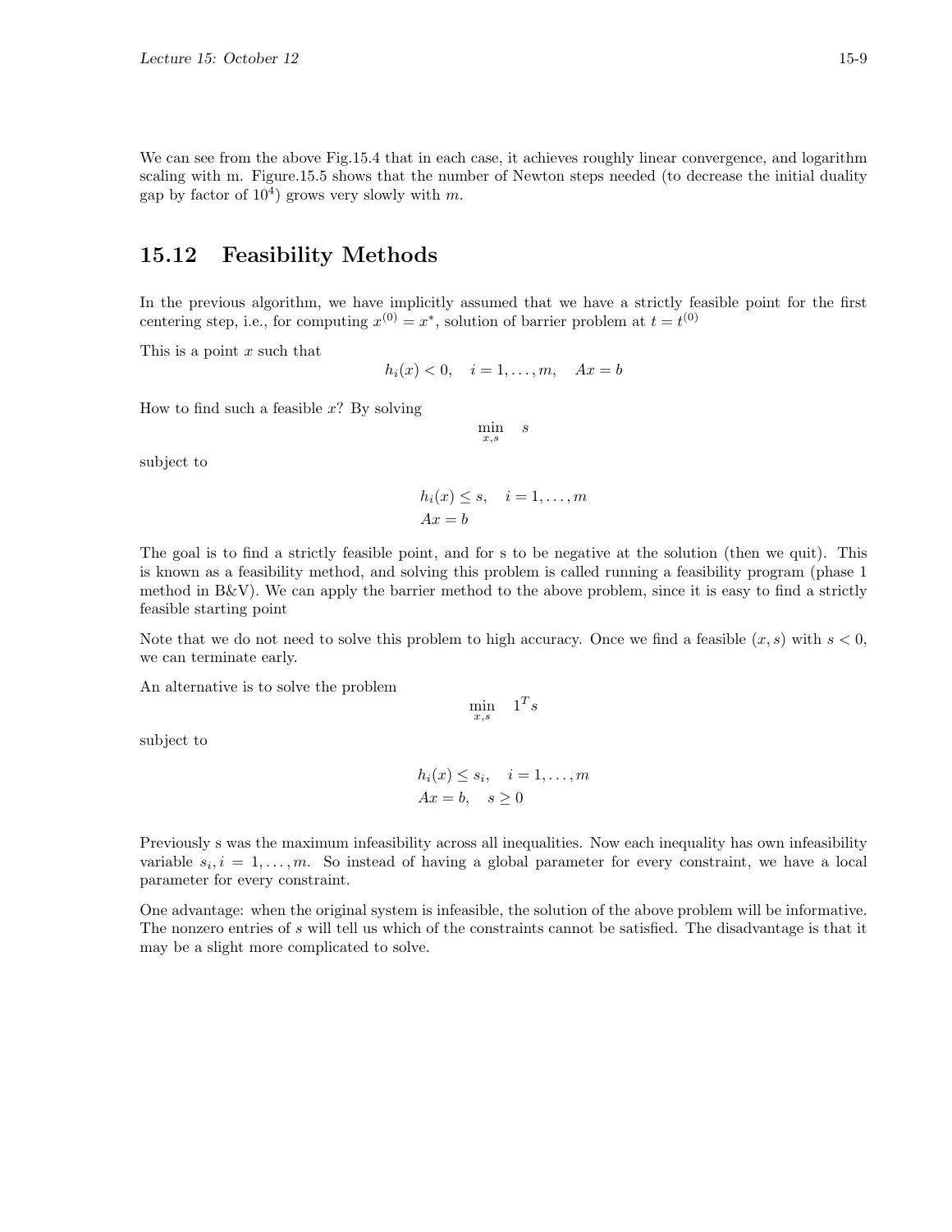We can see from the above Fig.15.4 that in each case, it achieves roughly linear convergence, and logarithm scaling with m. Figure.15.5 shows that the number of Newton steps needed (to decrease the initial duality gap by factor of $10^4$) grows very slowly with $m$.

## 15.12 Feasibility Methods

In the previous algorithm, we have implicitly assumed that we have a strictly feasible point for the first centering step, i.e., for computing $x^{(0)} = x^*$, solution of barrier problem at $t = t^{(0)}$

This is a point $x$ such that

$$h_i(x) < 0, \quad i = 1, \dots, m, \quad Ax = b$$

How to find such a feasible $x$? By solving

$$\min_{x,s} \quad s$$

subject to

$$\begin{aligned} &h_i(x) \leq s, \quad i = 1, \dots, m \\ &Ax = b \end{aligned}$$

The goal is to find a strictly feasible point, and for s to be negative at the solution (then we quit). This is known as a feasibility method, and solving this problem is called running a feasibility program (phase 1 method in B&V). We can apply the barrier method to the above problem, since it is easy to find a strictly feasible starting point

Note that we do not need to solve this problem to high accuracy. Once we find a feasible $(x, s)$ with $s < 0$, we can terminate early.

An alternative is to solve the problem

$$\min_{x,s} \quad 1^T s$$

subject to

$$\begin{aligned} &h_i(x) \leq s_i, \quad i = 1, \dots, m \\ &Ax = b, \quad s \geq 0 \end{aligned}$$

Previously s was the maximum infeasibility across all inequalities. Now each inequality has own infeasibility variable $s_i, i = 1, \dots, m$. So instead of having a global parameter for every constraint, we have a local parameter for every constraint.

One advantage: when the original system is infeasible, the solution of the above problem will be informative. The nonzero entries of $s$ will tell us which of the constraints cannot be satisfied. The disadvantage is that it may be a slight more complicated to solve.